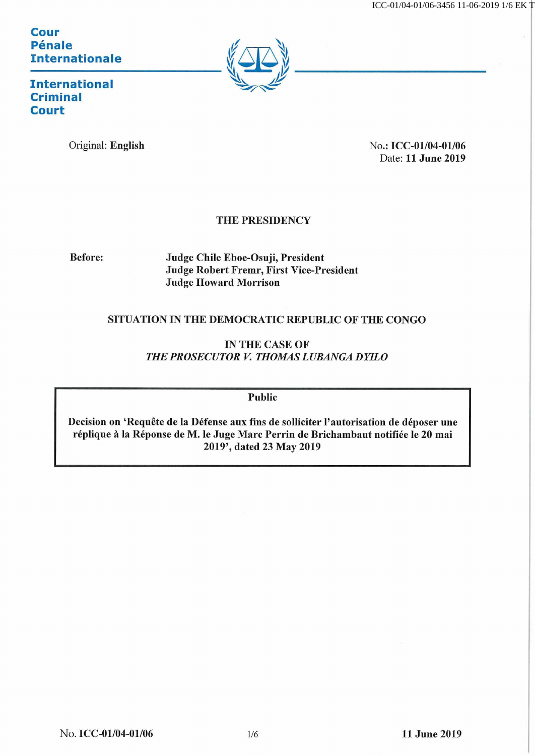Cour Pénale Internationale

International Criminal Court

Original: **English**

No.: **ICC-01/04-01/06**
Date: **11 June 2019**

**THE PRESIDENCY**

**Before:** **Judge Chile Eboe-Osuji, President**
**Judge Robert Fremr, First Vice-President**
**Judge Howard Morrison**

**SITUATION IN THE DEMOCRATIC REPUBLIC OF THE CONGO**

**IN THE CASE OF**
***THE PROSECUTOR V. THOMAS LUBANGA DYILO***

**Public**

**Decision on 'Requête de la Défense aux fins de solliciter l'autorisation de déposer une réplique à la Réponse de M. le Juge Marc Perrin de Brichambaut notifiée le 20 mai 2019', dated 23 May 2019**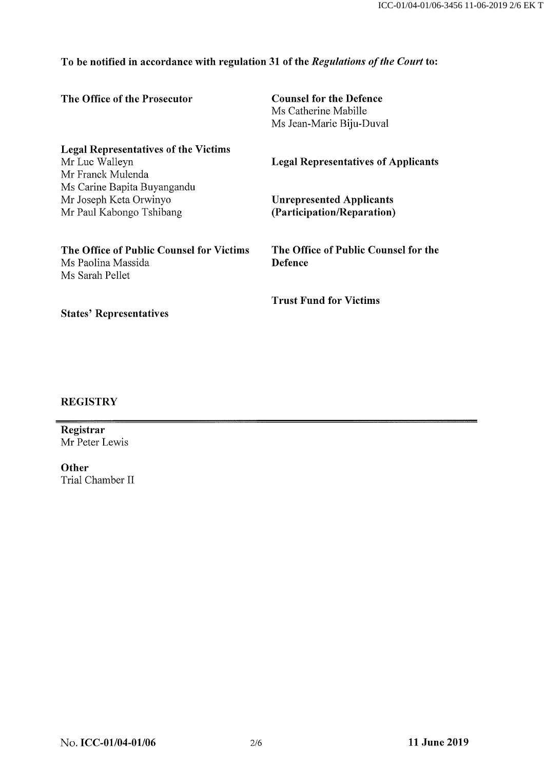**To be notified in accordance with regulation 31 of the *Regulations of the Court* to:**

**The Office of the Prosecutor**

**Counsel for the Defence**
Ms Catherine Mabille
Ms Jean-Marie Biju-Duval

**Legal Representatives of the Victims**
Mr Luc Walleyn
Mr Franck Mulenda
Ms Carine Bapita Buyangandu
Mr Joseph Keta Orwinyo
Mr Paul Kabongo Tshibang

**Legal Representatives of Applicants**

**Unrepresented Applicants (Participation/Reparation)**

**The Office of Public Counsel for Victims**
Ms Paolina Massida
Ms Sarah Pellet

**The Office of Public Counsel for the Defence**

**States' Representatives**

**Trust Fund for Victims**

**REGISTRY**

**Registrar**
Mr Peter Lewis

**Other**
Trial Chamber II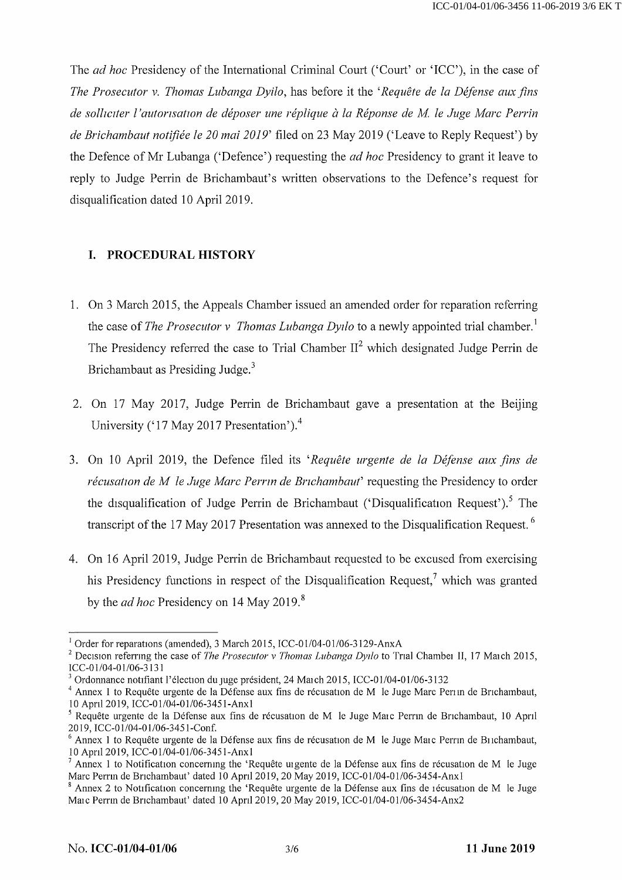The *ad hoc* Presidency of the International Criminal Court ('Court' or 'ICC'), in the case of *The Prosecutor v. Thomas Lubanga Dyilo*, has before it the '*Requête de la Défense aux fins de solliciter l'autorisation de déposer une réplique à la Réponse de M. le Juge Marc Perrin de Brichambaut notifiée le 20 mai 2019*' filed on 23 May 2019 ('Leave to Reply Request') by the Defence of Mr Lubanga ('Defence') requesting the *ad hoc* Presidency to grant it leave to reply to Judge Perrin de Brichambaut's written observations to the Defence's request for disqualification dated 10 April 2019.

## I. PROCEDURAL HISTORY

1. On 3 March 2015, the Appeals Chamber issued an amended order for reparation referring the case of *The Prosecutor v Thomas Lubanga Dyilo* to a newly appointed trial chamber.[1] The Presidency referred the case to Trial Chamber II[2] which designated Judge Perrin de Brichambaut as Presiding Judge.[3]

2. On 17 May 2017, Judge Perrin de Brichambaut gave a presentation at the Beijing University ('17 May 2017 Presentation').[4]

3. On 10 April 2019, the Defence filed its '*Requête urgente de la Défense aux fins de récusation de M le Juge Marc Perrin de Brichambaut*' requesting the Presidency to order the disqualification of Judge Perrin de Brichambaut ('Disqualification Request').[5] The transcript of the 17 May 2017 Presentation was annexed to the Disqualification Request.[6]

4. On 16 April 2019, Judge Perrin de Brichambaut requested to be excused from exercising his Presidency functions in respect of the Disqualification Request,[7] which was granted by the *ad hoc* Presidency on 14 May 2019.[8]

---

[1] Order for reparations (amended), 3 March 2015, ICC-01/04-01/06-3129-AnxA

[2] Decision referring the case of *The Prosecutor v Thomas Lubanga Dyilo* to Trial Chamber II, 17 March 2015, ICC-01/04-01/06-3131

[3] Ordonnance notifiant l'élection du juge président, 24 March 2015, ICC-01/04-01/06-3132

[4] Annex 1 to Requête urgente de la Défense aux fins de récusation de M le Juge Marc Perrin de Brichambaut, 10 April 2019, ICC-01/04-01/06-3451-Anx1

[5] Requête urgente de la Défense aux fins de récusation de M le Juge Marc Perrin de Brichambaut, 10 April 2019, ICC-01/04-01/06-3451-Conf.

[6] Annex 1 to Requête urgente de la Défense aux fins de récusation de M le Juge Marc Perrin de Brichambaut, 10 April 2019, ICC-01/04-01/06-3451-Anx1

[7] Annex 1 to Notification concerning the 'Requête urgente de la Défense aux fins de récusation de M le Juge Marc Perrin de Brichambaut' dated 10 April 2019, 20 May 2019, ICC-01/04-01/06-3454-Anx1

[8] Annex 2 to Notification concerning the 'Requête urgente de la Défense aux fins de récusation de M le Juge Marc Perrin de Brichambaut' dated 10 April 2019, 20 May 2019, ICC-01/04-01/06-3454-Anx2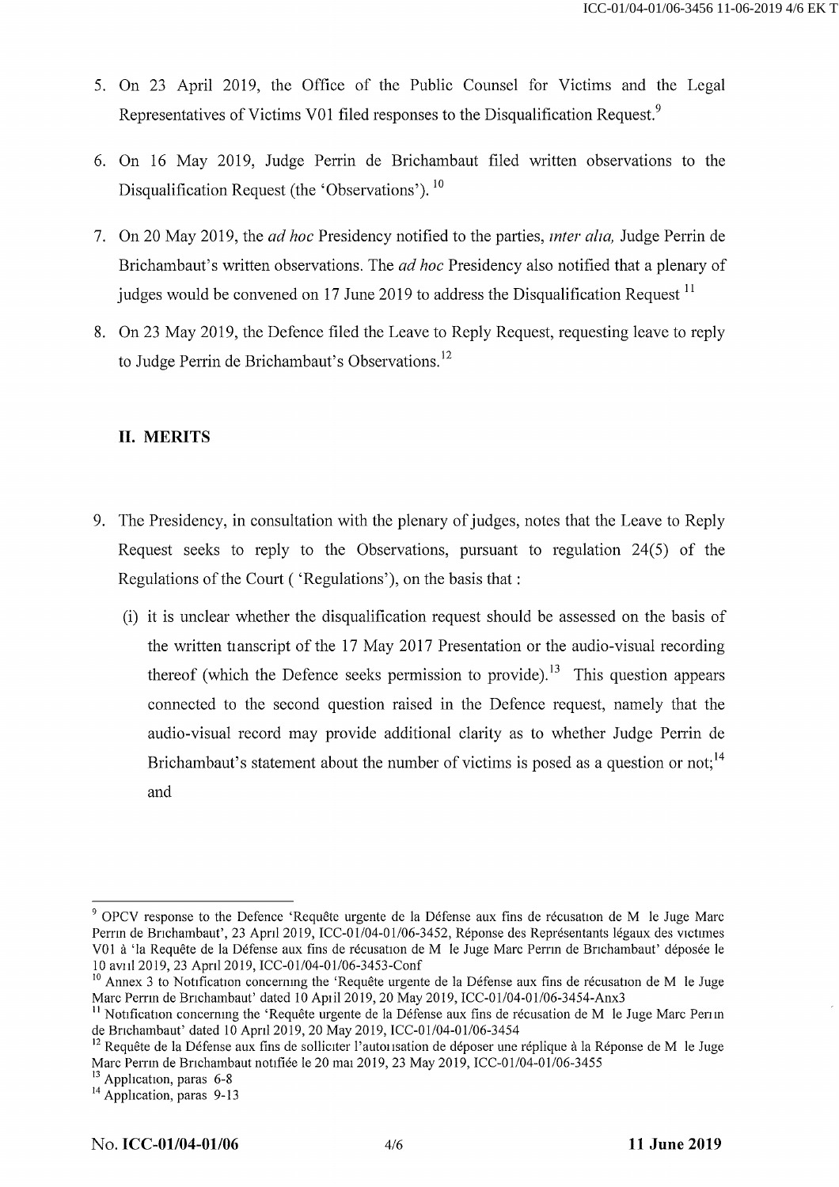5. On 23 April 2019, the Office of the Public Counsel for Victims and the Legal Representatives of Victims V01 filed responses to the Disqualification Request.[9]

6. On 16 May 2019, Judge Perrin de Brichambaut filed written observations to the Disqualification Request (the 'Observations').[10]

7. On 20 May 2019, the *ad hoc* Presidency notified to the parties, *inter alia,* Judge Perrin de Brichambaut's written observations. The *ad hoc* Presidency also notified that a plenary of judges would be convened on 17 June 2019 to address the Disqualification Request[11]

8. On 23 May 2019, the Defence filed the Leave to Reply Request, requesting leave to reply to Judge Perrin de Brichambaut's Observations.[12]

## II. MERITS

9. The Presidency, in consultation with the plenary of judges, notes that the Leave to Reply Request seeks to reply to the Observations, pursuant to regulation 24(5) of the Regulations of the Court ( 'Regulations'), on the basis that :

   (i) it is unclear whether the disqualification request should be assessed on the basis of the written transcript of the 17 May 2017 Presentation or the audio-visual recording thereof (which the Defence seeks permission to provide).[13] This question appears connected to the second question raised in the Defence request, namely that the audio-visual record may provide additional clarity as to whether Judge Perrin de Brichambaut's statement about the number of victims is posed as a question or not;[14] and

---

[9] OPCV response to the Defence 'Requête urgente de la Défense aux fins de récusation de M le Juge Marc Perrin de Brichambaut', 23 April 2019, ICC-01/04-01/06-3452, Réponse des Représentants légaux des victimes V01 à 'la Requête de la Défense aux fins de récusation de M le Juge Marc Perrin de Brichambaut' déposée le 10 avril 2019, 23 April 2019, ICC-01/04-01/06-3453-Conf

[10] Annex 3 to Notification concerning the 'Requête urgente de la Défense aux fins de récusation de M le Juge Marc Perrin de Brichambaut' dated 10 April 2019, 20 May 2019, ICC-01/04-01/06-3454-Anx3

[11] Notification concerning the 'Requête urgente de la Défense aux fins de récusation de M le Juge Marc Perrin de Brichambaut' dated 10 April 2019, 20 May 2019, ICC-01/04-01/06-3454

[12] Requête de la Défense aux fins de solliciter l'autorisation de déposer une réplique à la Réponse de M le Juge Marc Perrin de Brichambaut notifiée le 20 mai 2019, 23 May 2019, ICC-01/04-01/06-3455

[13] Application, paras 6-8

[14] Application, paras 9-13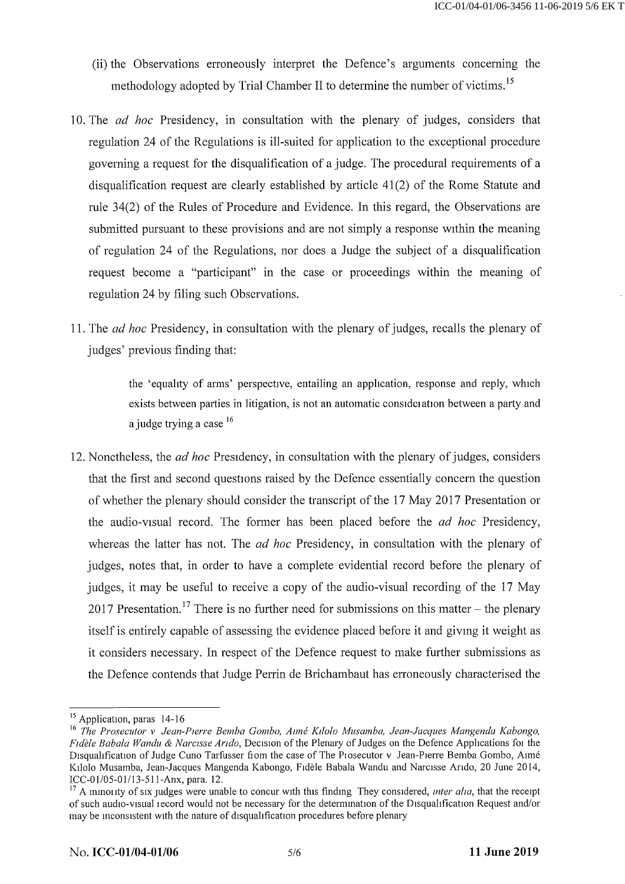(ii) the Observations erroneously interpret the Defence's arguments concerning the methodology adopted by Trial Chamber II to determine the number of victims.[15]

10. The *ad hoc* Presidency, in consultation with the plenary of judges, considers that regulation 24 of the Regulations is ill-suited for application to the exceptional procedure governing a request for the disqualification of a judge. The procedural requirements of a disqualification request are clearly established by article 41(2) of the Rome Statute and rule 34(2) of the Rules of Procedure and Evidence. In this regard, the Observations are submitted pursuant to these provisions and are not simply a response within the meaning of regulation 24 of the Regulations, nor does a Judge the subject of a disqualification request become a "participant" in the case or proceedings within the meaning of regulation 24 by filing such Observations.

11. The *ad hoc* Presidency, in consultation with the plenary of judges, recalls the plenary of judges' previous finding that:

> the 'equality of arms' perspective, entailing an application, response and reply, which exists between parties in litigation, is not an automatic consideration between a party and a judge trying a case [16]

12. Nonetheless, the *ad hoc* Presidency, in consultation with the plenary of judges, considers that the first and second questions raised by the Defence essentially concern the question of whether the plenary should consider the transcript of the 17 May 2017 Presentation or the audio-visual record. The former has been placed before the *ad hoc* Presidency, whereas the latter has not. The *ad hoc* Presidency, in consultation with the plenary of judges, notes that, in order to have a complete evidential record before the plenary of judges, it may be useful to receive a copy of the audio-visual recording of the 17 May 2017 Presentation.[17] There is no further need for submissions on this matter – the plenary itself is entirely capable of assessing the evidence placed before it and giving it weight as it considers necessary. In respect of the Defence request to make further submissions as the Defence contends that Judge Perrin de Brichambaut has erroneously characterised the

---

[15] Application, paras 14-16

[16] *The Prosecutor v Jean-Pierre Bemba Gombo, Aimé Kilolo Musamba, Jean-Jacques Mangenda Kabongo, Fidèle Babala Wandu & Narcisse Arido*, Decision of the Plenary of Judges on the Defence Applications for the Disqualification of Judge Cuno Tarfusser from the case of The Prosecutor v Jean-Pierre Bemba Gombo, Aimé Kilolo Musamba, Jean-Jacques Mangenda Kabongo, Fidèle Babala Wandu and Narcisse Arido, 20 June 2014, ICC-01/05-01/13-511-Anx, para. 12.

[17] A minority of six judges were unable to concur with this finding They considered, *inter alia*, that the receipt of such audio-visual record would not be necessary for the determination of the Disqualification Request and/or may be inconsistent with the nature of disqualification procedures before plenary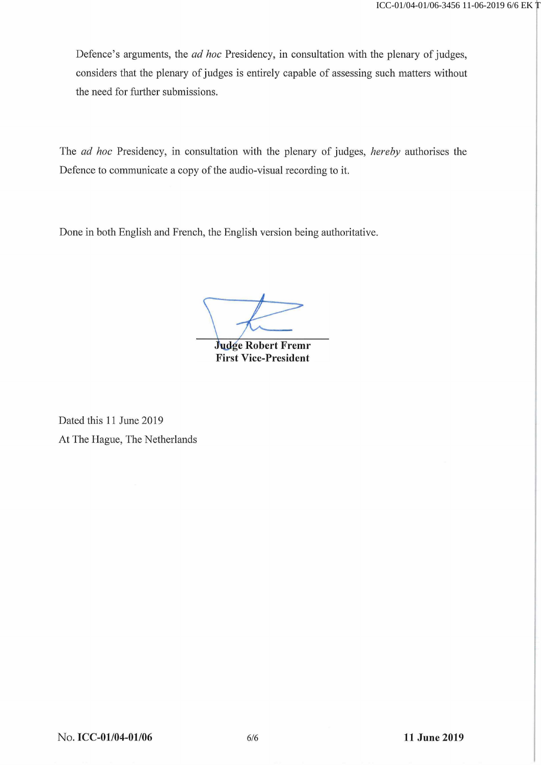Defence's arguments, the *ad hoc* Presidency, in consultation with the plenary of judges, considers that the plenary of judges is entirely capable of assessing such matters without the need for further submissions.

The *ad hoc* Presidency, in consultation with the plenary of judges, *hereby* authorises the Defence to communicate a copy of the audio-visual recording to it.

Done in both English and French, the English version being authoritative.

**Judge Robert Fremr**
**First Vice-President**

Dated this 11 June 2019

At The Hague, The Netherlands